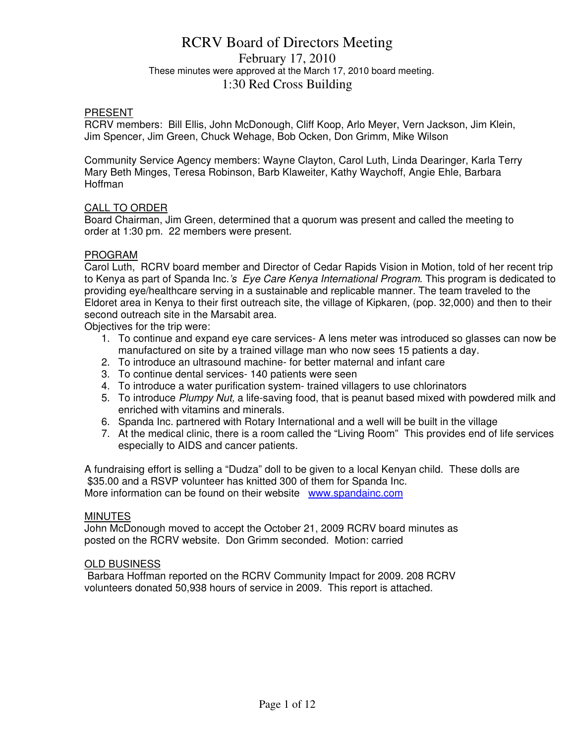# RCRV Board of Directors Meeting

## February 17, 2010

These minutes were approved at the March 17, 2010 board meeting.

## 1:30 Red Cross Building

### PRESENT

RCRV members: Bill Ellis, John McDonough, Cliff Koop, Arlo Meyer, Vern Jackson, Jim Klein, Jim Spencer, Jim Green, Chuck Wehage, Bob Ocken, Don Grimm, Mike Wilson

Community Service Agency members: Wayne Clayton, Carol Luth, Linda Dearinger, Karla Terry Mary Beth Minges, Teresa Robinson, Barb Klaweiter, Kathy Waychoff, Angie Ehle, Barbara Hoffman

### CALL TO ORDER

Board Chairman, Jim Green, determined that a quorum was present and called the meeting to order at 1:30 pm. 22 members were present.

### PROGRAM

Carol Luth, RCRV board member and Director of Cedar Rapids Vision in Motion, told of her recent trip to Kenya as part of Spanda Inc.*'s Eye Care Kenya International Program*. This program is dedicated to providing eye/healthcare serving in a sustainable and replicable manner. The team traveled to the Eldoret area in Kenya to their first outreach site, the village of Kipkaren, (pop. 32,000) and then to their second outreach site in the Marsabit area.

Objectives for the trip were:

1. To continue and expand eye care services- A lens meter was introduced so glasses can now be manufactured on site by a trained village man who now sees 15 patients a day.
2. To introduce an ultrasound machine- for better maternal and infant care
3. To continue dental services- 140 patients were seen
4. To introduce a water purification system- trained villagers to use chlorinators
5. To introduce *Plumpy Nut,* a life-saving food, that is peanut based mixed with powdered milk and enriched with vitamins and minerals.
6. Spanda Inc. partnered with Rotary International and a well will be built in the village
7. At the medical clinic, there is a room called the "Living Room" This provides end of life services especially to AIDS and cancer patients.

A fundraising effort is selling a "Dudza" doll to be given to a local Kenyan child. These dolls are $35.00 and a RSVP volunteer has knitted 300 of them for Spanda Inc.
More information can be found on their website [www.spandainc.com](http://www.spandainc.com)

### MINUTES

John McDonough moved to accept the October 21, 2009 RCRV board minutes as posted on the RCRV website. Don Grimm seconded. Motion: carried

### OLD BUSINESS

Barbara Hoffman reported on the RCRV Community Impact for 2009. 208 RCRV volunteers donated 50,938 hours of service in 2009. This report is attached.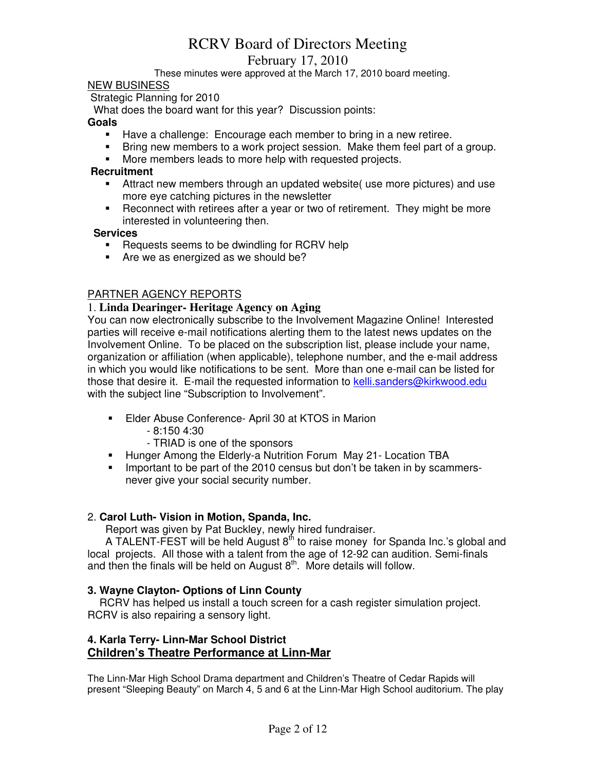# RCRV Board of Directors Meeting

## February 17, 2010

These minutes were approved at the March 17, 2010 board meeting.

NEW BUSINESS

Strategic Planning for 2010

What does the board want for this year? Discussion points:

**Goals**

- Have a challenge: Encourage each member to bring in a new retiree.
- Bring new members to a work project session. Make them feel part of a group.
- More members leads to more help with requested projects.

**Recruitment**

- Attract new members through an updated website( use more pictures) and use more eye catching pictures in the newsletter
- Reconnect with retirees after a year or two of retirement. They might be more interested in volunteering then.

**Services**

- Requests seems to be dwindling for RCRV help
- Are we as energized as we should be?

PARTNER AGENCY REPORTS

1. **Linda Dearinger- Heritage Agency on Aging**

You can now electronically subscribe to the Involvement Magazine Online! Interested parties will receive e-mail notifications alerting them to the latest news updates on the Involvement Online. To be placed on the subscription list, please include your name, organization or affiliation (when applicable), telephone number, and the e-mail address in which you would like notifications to be sent. More than one e-mail can be listed for those that desire it. E-mail the requested information to kelli.sanders@kirkwood.edu with the subject line "Subscription to Involvement".

- Elder Abuse Conference- April 30 at KTOS in Marion
  - 8:150 4:30
  - TRIAD is one of the sponsors
- Hunger Among the Elderly-a Nutrition Forum May 21- Location TBA
- Important to be part of the 2010 census but don't be taken in by scammers- never give your social security number.

2. **Carol Luth- Vision in Motion, Spanda, Inc.**

Report was given by Pat Buckley, newly hired fundraiser.

A TALENT-FEST will be held August 8th to raise money for Spanda Inc.'s global and local projects. All those with a talent from the age of 12-92 can audition. Semi-finals and then the finals will be held on August 8th. More details will follow.

**3. Wayne Clayton- Options of Linn County**

RCRV has helped us install a touch screen for a cash register simulation project. RCRV is also repairing a sensory light.

**4. Karla Terry- Linn-Mar School District**

**Children's Theatre Performance at Linn-Mar**

The Linn-Mar High School Drama department and Children's Theatre of Cedar Rapids will present "Sleeping Beauty" on March 4, 5 and 6 at the Linn-Mar High School auditorium. The play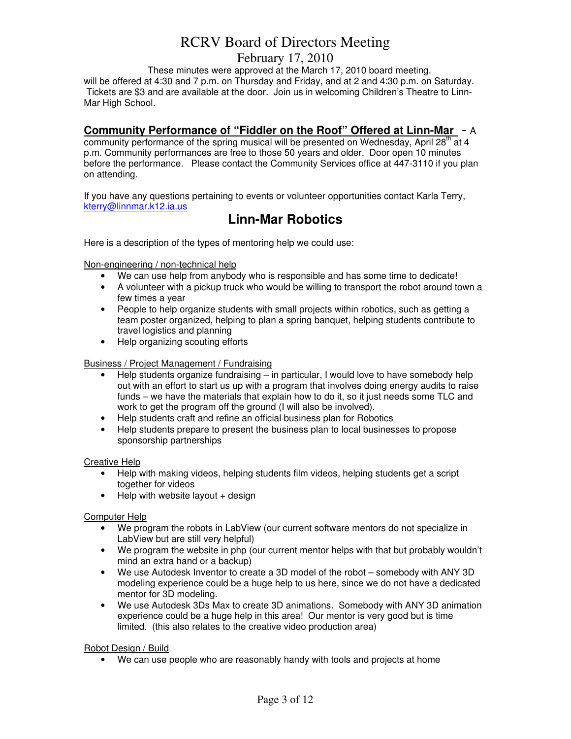will be offered at 4:30 and 7 p.m. on Thursday and Friday, and at 2 and 4:30 p.m. on Saturday. Tickets are $3 and are available at the door. Join us in welcoming Children's Theatre to Linn-Mar High School.

**Community Performance of "Fiddler on the Roof" Offered at Linn-Mar** - A community performance of the spring musical will be presented on Wednesday, April 28th at 4 p.m. Community performances are free to those 50 years and older. Door open 10 minutes before the performance. Please contact the Community Services office at 447-3110 if you plan on attending.

If you have any questions pertaining to events or volunteer opportunities contact Karla Terry, kterry@linnmar.k12.ia.us

## Linn-Mar Robotics

Here is a description of the types of mentoring help we could use:

Non-engineering / non-technical help

- We can use help from anybody who is responsible and has some time to dedicate!
- A volunteer with a pickup truck who would be willing to transport the robot around town a few times a year
- People to help organize students with small projects within robotics, such as getting a team poster organized, helping to plan a spring banquet, helping students contribute to travel logistics and planning
- Help organizing scouting efforts

Business / Project Management / Fundraising

- Help students organize fundraising – in particular, I would love to have somebody help out with an effort to start us up with a program that involves doing energy audits to raise funds – we have the materials that explain how to do it, so it just needs some TLC and work to get the program off the ground (I will also be involved).
- Help students craft and refine an official business plan for Robotics
- Help students prepare to present the business plan to local businesses to propose sponsorship partnerships

Creative Help

- Help with making videos, helping students film videos, helping students get a script together for videos
- Help with website layout + design

Computer Help

- We program the robots in LabView (our current software mentors do not specialize in LabView but are still very helpful)
- We program the website in php (our current mentor helps with that but probably wouldn't mind an extra hand or a backup)
- We use Autodesk Inventor to create a 3D model of the robot – somebody with ANY 3D modeling experience could be a huge help to us here, since we do not have a dedicated mentor for 3D modeling.
- We use Autodesk 3Ds Max to create 3D animations. Somebody with ANY 3D animation experience could be a huge help in this area! Our mentor is very good but is time limited. (this also relates to the creative video production area)

Robot Design / Build

- We can use people who are reasonably handy with tools and projects at home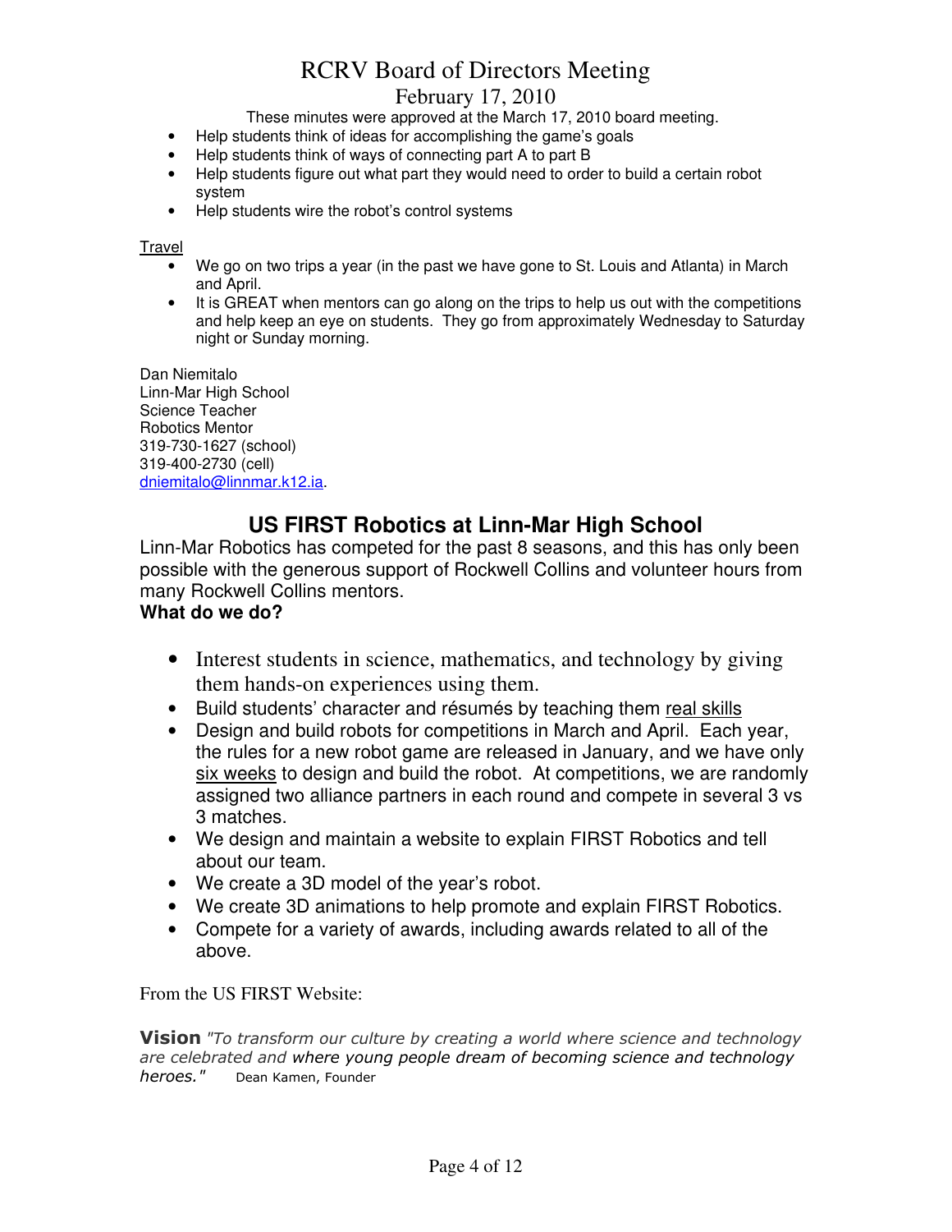- Help students think of ideas for accomplishing the game's goals
- Help students think of ways of connecting part A to part B
- Help students figure out what part they would need to order to build a certain robot system
- Help students wire the robot's control systems

Travel

- We go on two trips a year (in the past we have gone to St. Louis and Atlanta) in March and April.
- It is GREAT when mentors can go along on the trips to help us out with the competitions and help keep an eye on students. They go from approximately Wednesday to Saturday night or Sunday morning.

Dan Niemitalo
Linn-Mar High School
Science Teacher
Robotics Mentor
319-730-1627 (school)
319-400-2730 (cell)
dniemitalo@linnmar.k12.ia.

## US FIRST Robotics at Linn-Mar High School

Linn-Mar Robotics has competed for the past 8 seasons, and this has only been possible with the generous support of Rockwell Collins and volunteer hours from many Rockwell Collins mentors.

**What do we do?**

- Interest students in science, mathematics, and technology by giving them hands-on experiences using them.
- Build students' character and résumés by teaching them real skills
- Design and build robots for competitions in March and April. Each year, the rules for a new robot game are released in January, and we have only six weeks to design and build the robot. At competitions, we are randomly assigned two alliance partners in each round and compete in several 3 vs 3 matches.
- We design and maintain a website to explain FIRST Robotics and tell about our team.
- We create a 3D model of the year's robot.
- We create 3D animations to help promote and explain FIRST Robotics.
- Compete for a variety of awards, including awards related to all of the above.

From the US FIRST Website:

**Vision** *"To transform our culture by creating a world where science and technology are celebrated and where young people dream of becoming science and technology heroes."* Dean Kamen, Founder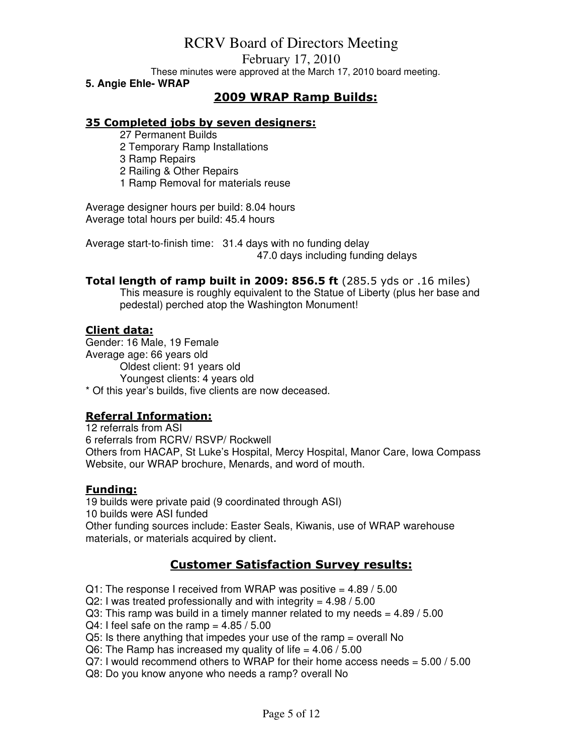# RCRV Board of Directors Meeting

February 17, 2010

These minutes were approved at the March 17, 2010 board meeting.

**5. Angie Ehle- WRAP**

## 2009 WRAP Ramp Builds:

### 35 Completed jobs by seven designers:

- 27 Permanent Builds
- 2 Temporary Ramp Installations
- 3 Ramp Repairs
- 2 Railing & Other Repairs
- 1 Ramp Removal for materials reuse

Average designer hours per build: 8.04 hours
Average total hours per build: 45.4 hours

Average start-to-finish time: 31.4 days with no funding delay
47.0 days including funding delays

**Total length of ramp built in 2009: 856.5 ft** (285.5 yds or .16 miles)

This measure is roughly equivalent to the Statue of Liberty (plus her base and pedestal) perched atop the Washington Monument!

### Client data:

Gender: 16 Male, 19 Female
Average age: 66 years old
- Oldest client: 91 years old
- Youngest clients: 4 years old

* Of this year's builds, five clients are now deceased.

### Referral Information:

12 referrals from ASI
6 referrals from RCRV/ RSVP/ Rockwell
Others from HACAP, St Luke's Hospital, Mercy Hospital, Manor Care, Iowa Compass Website, our WRAP brochure, Menards, and word of mouth.

### Funding:

19 builds were private paid (9 coordinated through ASI)
10 builds were ASI funded
Other funding sources include: Easter Seals, Kiwanis, use of WRAP warehouse materials, or materials acquired by client.

## Customer Satisfaction Survey results:

Q1: The response I received from WRAP was positive = 4.89 / 5.00
Q2: I was treated professionally and with integrity = 4.98 / 5.00
Q3: This ramp was build in a timely manner related to my needs = 4.89 / 5.00
Q4: I feel safe on the ramp = 4.85 / 5.00
Q5: Is there anything that impedes your use of the ramp = overall No
Q6: The Ramp has increased my quality of life = 4.06 / 5.00
Q7: I would recommend others to WRAP for their home access needs = 5.00 / 5.00
Q8: Do you know anyone who needs a ramp? overall No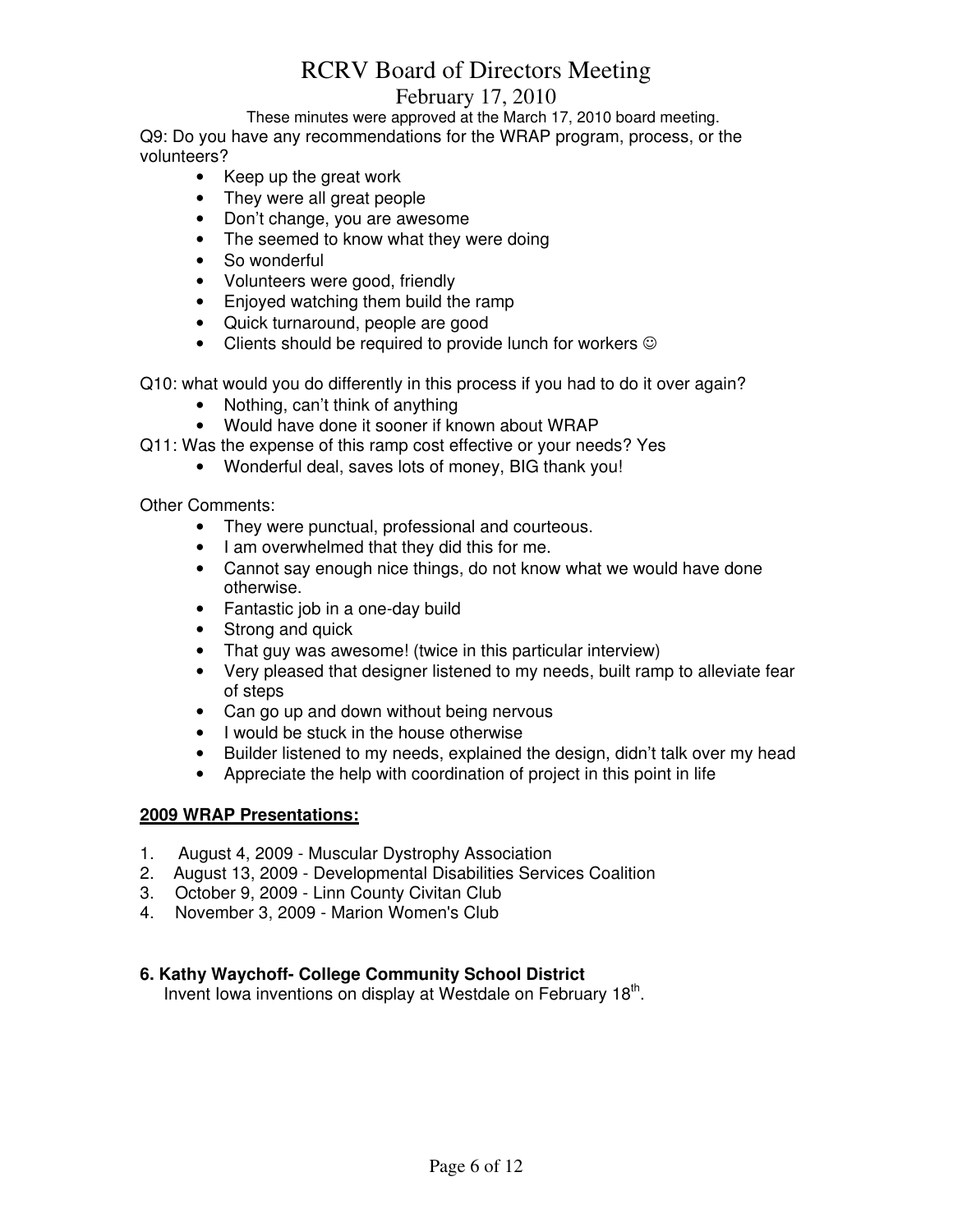Q9: Do you have any recommendations for the WRAP program, process, or the volunteers?

- Keep up the great work
- They were all great people
- Don't change, you are awesome
- The seemed to know what they were doing
- So wonderful
- Volunteers were good, friendly
- Enjoyed watching them build the ramp
- Quick turnaround, people are good
- Clients should be required to provide lunch for workers ☺

Q10: what would you do differently in this process if you had to do it over again?

- Nothing, can't think of anything
- Would have done it sooner if known about WRAP

Q11: Was the expense of this ramp cost effective or your needs? Yes

- Wonderful deal, saves lots of money, BIG thank you!

Other Comments:

- They were punctual, professional and courteous.
- I am overwhelmed that they did this for me.
- Cannot say enough nice things, do not know what we would have done otherwise.
- Fantastic job in a one-day build
- Strong and quick
- That guy was awesome! (twice in this particular interview)
- Very pleased that designer listened to my needs, built ramp to alleviate fear of steps
- Can go up and down without being nervous
- I would be stuck in the house otherwise
- Builder listened to my needs, explained the design, didn't talk over my head
- Appreciate the help with coordination of project in this point in life

**2009 WRAP Presentations:**

1. August 4, 2009 - Muscular Dystrophy Association
2. August 13, 2009 - Developmental Disabilities Services Coalition
3. October 9, 2009 - Linn County Civitan Club
4. November 3, 2009 - Marion Women's Club

**6. Kathy Waychoff- College Community School District**

Invent Iowa inventions on display at Westdale on February 18th.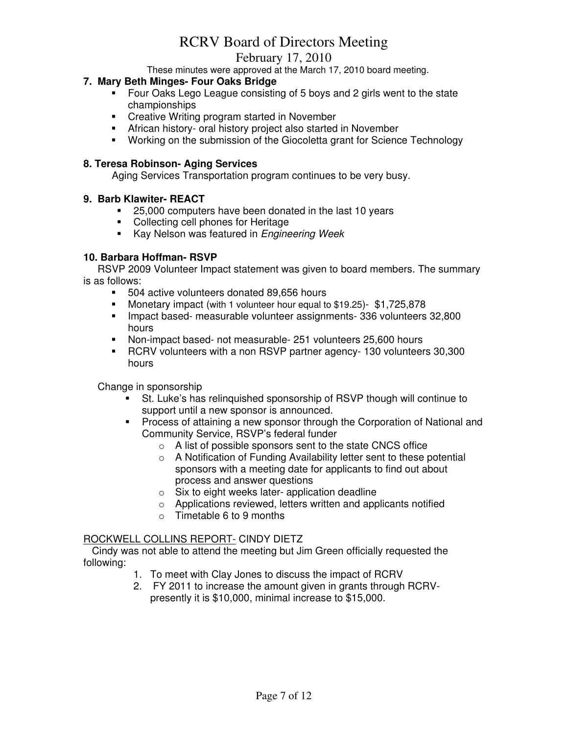**7. Mary Beth Minges- Four Oaks Bridge**

- Four Oaks Lego League consisting of 5 boys and 2 girls went to the state championships
- Creative Writing program started in November
- African history- oral history project also started in November
- Working on the submission of the Giocoletta grant for Science Technology

**8. Teresa Robinson- Aging Services**

Aging Services Transportation program continues to be very busy.

**9. Barb Klawiter- REACT**

- 25,000 computers have been donated in the last 10 years
- Collecting cell phones for Heritage
- Kay Nelson was featured in *Engineering Week*

**10. Barbara Hoffman- RSVP**

RSVP 2009 Volunteer Impact statement was given to board members. The summary is as follows:

- 504 active volunteers donated 89,656 hours
- Monetary impact (with 1 volunteer hour equal to $19.25)- $1,725,878
- Impact based- measurable volunteer assignments- 336 volunteers 32,800 hours
- Non-impact based- not measurable- 251 volunteers 25,600 hours
- RCRV volunteers with a non RSVP partner agency- 130 volunteers 30,300 hours

Change in sponsorship

- St. Luke's has relinquished sponsorship of RSVP though will continue to support until a new sponsor is announced.
- Process of attaining a new sponsor through the Corporation of National and Community Service, RSVP's federal funder
  - A list of possible sponsors sent to the state CNCS office
  - A Notification of Funding Availability letter sent to these potential sponsors with a meeting date for applicants to find out about process and answer questions
  - Six to eight weeks later- application deadline
  - Applications reviewed, letters written and applicants notified
  - Timetable 6 to 9 months

ROCKWELL COLLINS REPORT- CINDY DIETZ

Cindy was not able to attend the meeting but Jim Green officially requested the following:

1. To meet with Clay Jones to discuss the impact of RCRV
2. FY 2011 to increase the amount given in grants through RCRV- presently it is $10,000, minimal increase to $15,000.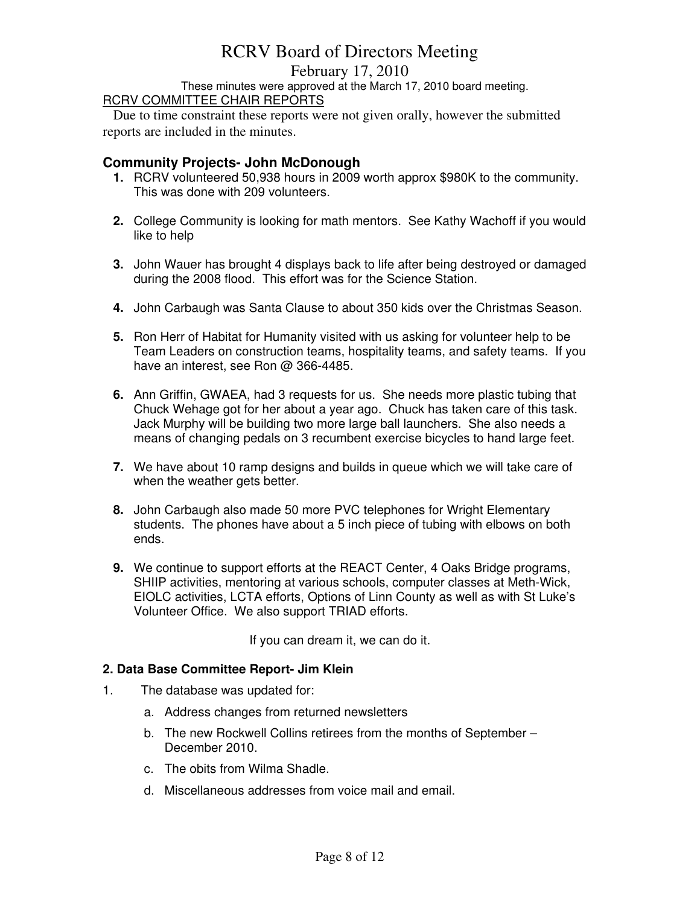# RCRV Board of Directors Meeting

February 17, 2010

These minutes were approved at the March 17, 2010 board meeting.

RCRV COMMITTEE CHAIR REPORTS

Due to time constraint these reports were not given orally, however the submitted reports are included in the minutes.

### Community Projects- John McDonough

1. RCRV volunteered 50,938 hours in 2009 worth approx $980K to the community. This was done with 209 volunteers.
2. College Community is looking for math mentors. See Kathy Wachoff if you would like to help
3. John Wauer has brought 4 displays back to life after being destroyed or damaged during the 2008 flood. This effort was for the Science Station.
4. John Carbaugh was Santa Clause to about 350 kids over the Christmas Season.
5. Ron Herr of Habitat for Humanity visited with us asking for volunteer help to be Team Leaders on construction teams, hospitality teams, and safety teams. If you have an interest, see Ron @ 366-4485.
6. Ann Griffin, GWAEA, had 3 requests for us. She needs more plastic tubing that Chuck Wehage got for her about a year ago. Chuck has taken care of this task. Jack Murphy will be building two more large ball launchers. She also needs a means of changing pedals on 3 recumbent exercise bicycles to hand large feet.
7. We have about 10 ramp designs and builds in queue which we will take care of when the weather gets better.
8. John Carbaugh also made 50 more PVC telephones for Wright Elementary students. The phones have about a 5 inch piece of tubing with elbows on both ends.
9. We continue to support efforts at the REACT Center, 4 Oaks Bridge programs, SHIIP activities, mentoring at various schools, computer classes at Meth-Wick, EIOLC activities, LCTA efforts, Options of Linn County as well as with St Luke's Volunteer Office. We also support TRIAD efforts.

If you can dream it, we can do it.

### 2. Data Base Committee Report- Jim Klein

1. The database was updated for:
   a. Address changes from returned newsletters
   b. The new Rockwell Collins retirees from the months of September – December 2010.
   c. The obits from Wilma Shadle.
   d. Miscellaneous addresses from voice mail and email.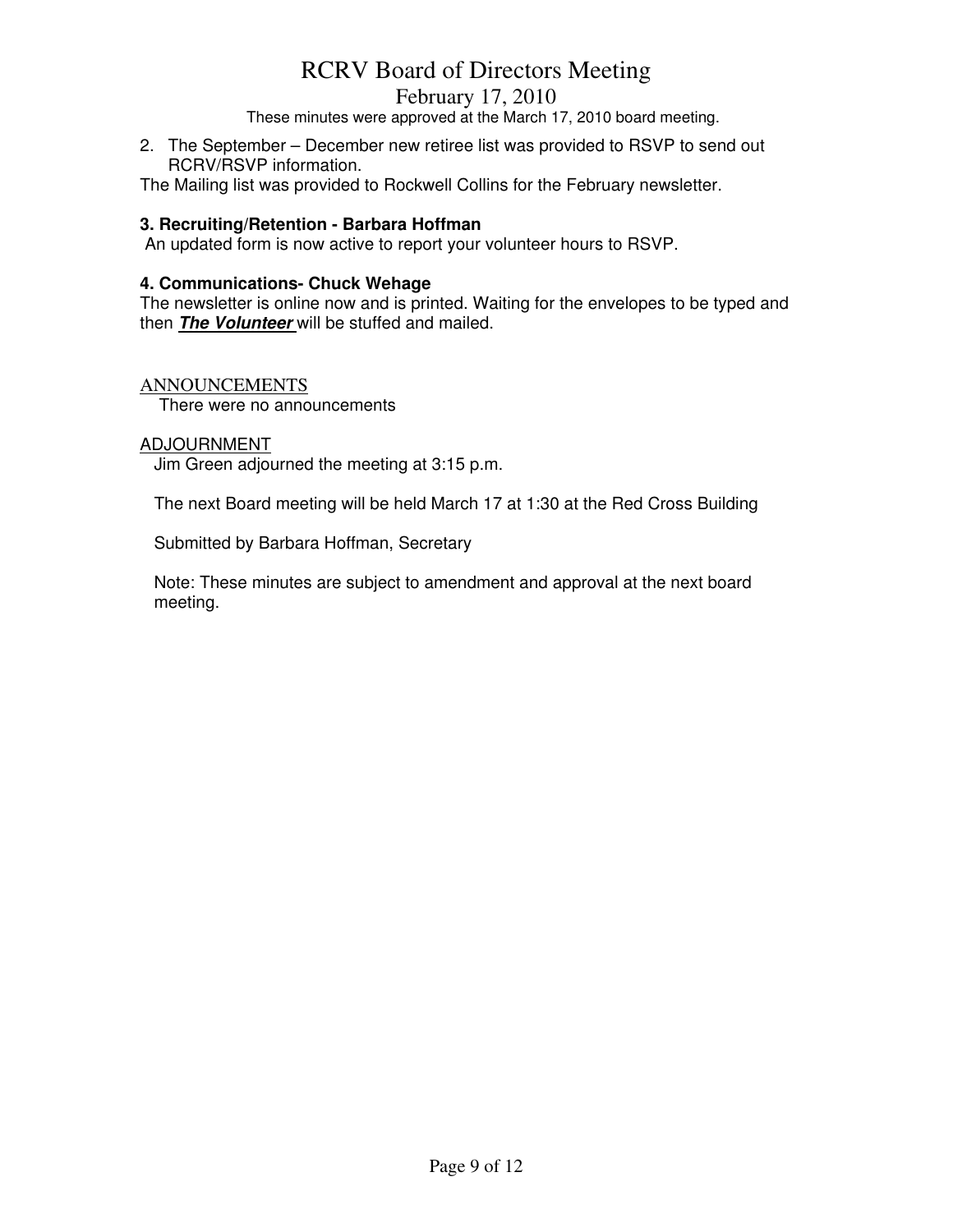2. The September – December new retiree list was provided to RSVP to send out RCRV/RSVP information.

The Mailing list was provided to Rockwell Collins for the February newsletter.

**3. Recruiting/Retention - Barbara Hoffman**

An updated form is now active to report your volunteer hours to RSVP.

**4. Communications- Chuck Wehage**

The newsletter is online now and is printed. Waiting for the envelopes to be typed and then ***The Volunteer*** will be stuffed and mailed.

ANNOUNCEMENTS

There were no announcements

ADJOURNMENT

Jim Green adjourned the meeting at 3:15 p.m.

The next Board meeting will be held March 17 at 1:30 at the Red Cross Building

Submitted by Barbara Hoffman, Secretary

Note: These minutes are subject to amendment and approval at the next board meeting.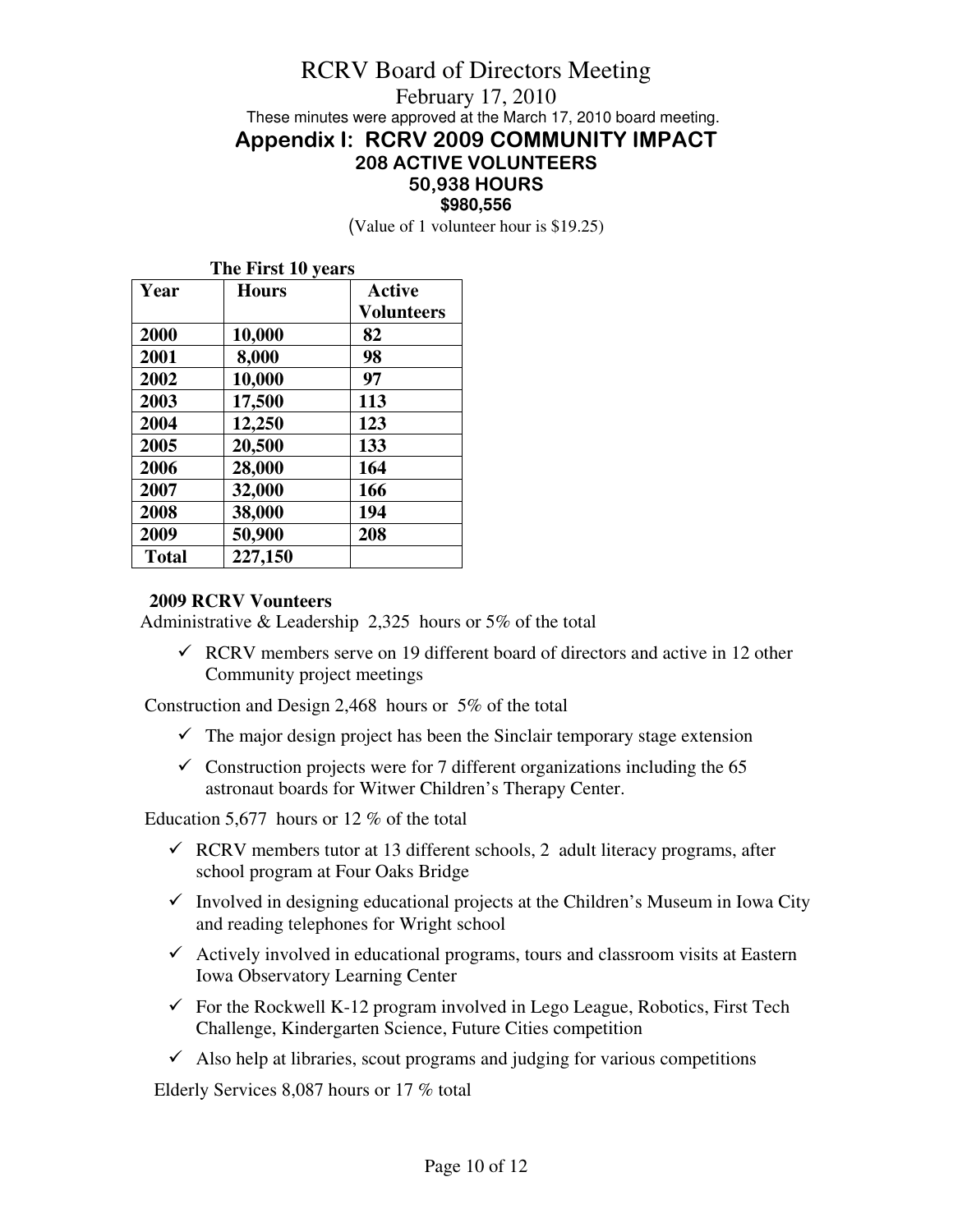# RCRV Board of Directors Meeting

February 17, 2010

These minutes were approved at the March 17, 2010 board meeting.

## Appendix I: RCRV 2009 COMMUNITY IMPACT

### 208 ACTIVE VOLUNTEERS

### 50,938 HOURS

**$980,556**

(Value of 1 volunteer hour is $19.25)

**The First 10 years**

| Year | Hours | Active Volunteers |
|---|---|---|
| 2000 | 10,000 | 82 |
| 2001 | 8,000 | 98 |
| 2002 | 10,000 | 97 |
| 2003 | 17,500 | 113 |
| 2004 | 12,250 | 123 |
| 2005 | 20,500 | 133 |
| 2006 | 28,000 | 164 |
| 2007 | 32,000 | 166 |
| 2008 | 38,000 | 194 |
| 2009 | 50,900 | 208 |
| Total | 227,150 | |

**2009 RCRV Vounteers**

Administrative & Leadership 2,325 hours or 5% of the total

- ✓ RCRV members serve on 19 different board of directors and active in 12 other Community project meetings

Construction and Design 2,468 hours or 5% of the total

- ✓ The major design project has been the Sinclair temporary stage extension
- ✓ Construction projects were for 7 different organizations including the 65 astronaut boards for Witwer Children's Therapy Center.

Education 5,677 hours or 12 % of the total

- ✓ RCRV members tutor at 13 different schools, 2 adult literacy programs, after school program at Four Oaks Bridge
- ✓ Involved in designing educational projects at the Children's Museum in Iowa City and reading telephones for Wright school
- ✓ Actively involved in educational programs, tours and classroom visits at Eastern Iowa Observatory Learning Center
- ✓ For the Rockwell K-12 program involved in Lego League, Robotics, First Tech Challenge, Kindergarten Science, Future Cities competition
- ✓ Also help at libraries, scout programs and judging for various competitions

Elderly Services 8,087 hours or 17 % total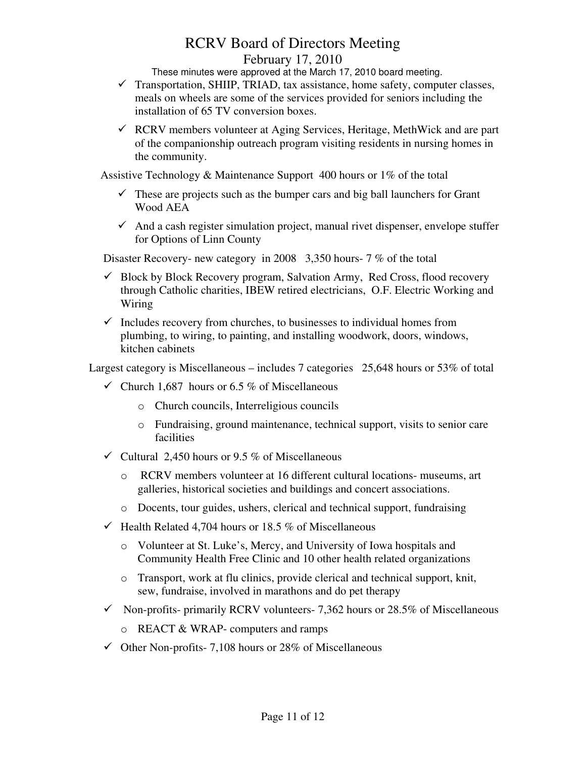- Transportation, SHIIP, TRIAD, tax assistance, home safety, computer classes, meals on wheels are some of the services provided for seniors including the installation of 65 TV conversion boxes.
- RCRV members volunteer at Aging Services, Heritage, MethWick and are part of the companionship outreach program visiting residents in nursing homes in the community.

Assistive Technology & Maintenance Support 400 hours or 1% of the total

- These are projects such as the bumper cars and big ball launchers for Grant Wood AEA
- And a cash register simulation project, manual rivet dispenser, envelope stuffer for Options of Linn County

Disaster Recovery- new category in 2008 3,350 hours- 7 % of the total

- Block by Block Recovery program, Salvation Army, Red Cross, flood recovery through Catholic charities, IBEW retired electricians, O.F. Electric Working and Wiring
- Includes recovery from churches, to businesses to individual homes from plumbing, to wiring, to painting, and installing woodwork, doors, windows, kitchen cabinets

Largest category is Miscellaneous – includes 7 categories 25,648 hours or 53% of total

- Church 1,687 hours or 6.5 % of Miscellaneous
  - Church councils, Interreligious councils
  - Fundraising, ground maintenance, technical support, visits to senior care facilities
- Cultural 2,450 hours or 9.5 % of Miscellaneous
  - RCRV members volunteer at 16 different cultural locations- museums, art galleries, historical societies and buildings and concert associations.
  - Docents, tour guides, ushers, clerical and technical support, fundraising
- Health Related 4,704 hours or 18.5 % of Miscellaneous
  - Volunteer at St. Luke's, Mercy, and University of Iowa hospitals and Community Health Free Clinic and 10 other health related organizations
  - Transport, work at flu clinics, provide clerical and technical support, knit, sew, fundraise, involved in marathons and do pet therapy
- Non-profits- primarily RCRV volunteers- 7,362 hours or 28.5% of Miscellaneous
  - REACT & WRAP- computers and ramps
- Other Non-profits- 7,108 hours or 28% of Miscellaneous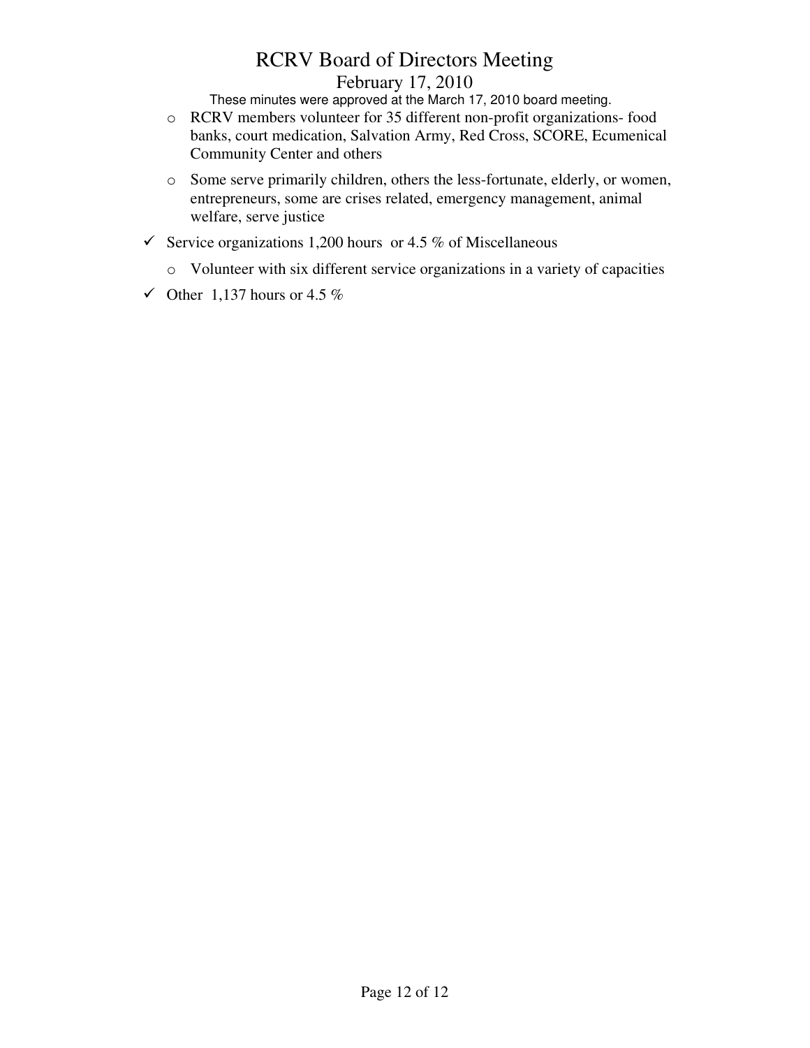- RCRV members volunteer for 35 different non-profit organizations- food banks, court medication, Salvation Army, Red Cross, SCORE, Ecumenical Community Center and others
  - Some serve primarily children, others the less-fortunate, elderly, or women, entrepreneurs, some are crises related, emergency management, animal welfare, serve justice

- ✓ Service organizations 1,200 hours or 4.5 % of Miscellaneous
  - Volunteer with six different service organizations in a variety of capacities
- ✓ Other 1,137 hours or 4.5 %